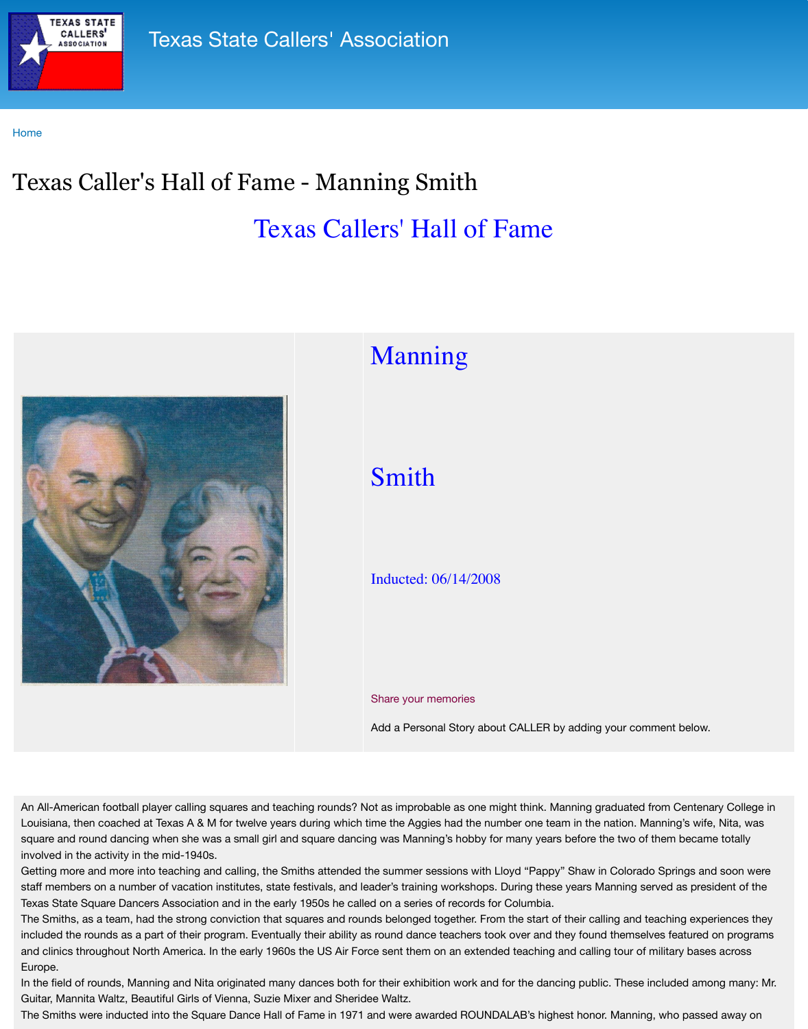Texas State Callers' Association

Home

# Texas Caller's Hall of Fame - Manning Smith

## Texas Callers' Hall of Fame

Manning

Smith

Inducted: 06/14/2008

Share your memories

Add a Personal Story about CALLER by adding your comment below.

An All-American football player calling squares and teaching rounds? Not as improbable as one might think. Manning graduated from Centenary College in Louisiana, then coached at Texas A & M for twelve years during which time the Aggies had the number one team in the nation. Manning's wife, Nita, was square and round dancing when she was a small girl and square dancing was Manning's hobby for many years before the two of them became totally involved in the activity in the mid-1940s.

Getting more and more into teaching and calling, the Smiths attended the summer sessions with Lloyd "Pappy" Shaw in Colorado Springs and soon were staff members on a number of vacation institutes, state festivals, and leader's training workshops. During these years Manning served as president of the Texas State Square Dancers Association and in the early 1950s he called on a series of records for Columbia.

The Smiths, as a team, had the strong conviction that squares and rounds belonged together. From the start of their calling and teaching experiences they included the rounds as a part of their program. Eventually their ability as round dance teachers took over and they found themselves featured on programs and clinics throughout North America. In the early 1960s the US Air Force sent them on an extended teaching and calling tour of military bases across Europe.

In the field of rounds, Manning and Nita originated many dances both for their exhibition work and for the dancing public. These included among many: Mr. Guitar, Mannita Waltz, Beautiful Girls of Vienna, Suzie Mixer and Sheridee Waltz.

The Smiths were inducted into the Square Dance Hall of Fame in 1971 and were awarded ROUNDALAB's highest honor. Manning, who passed away on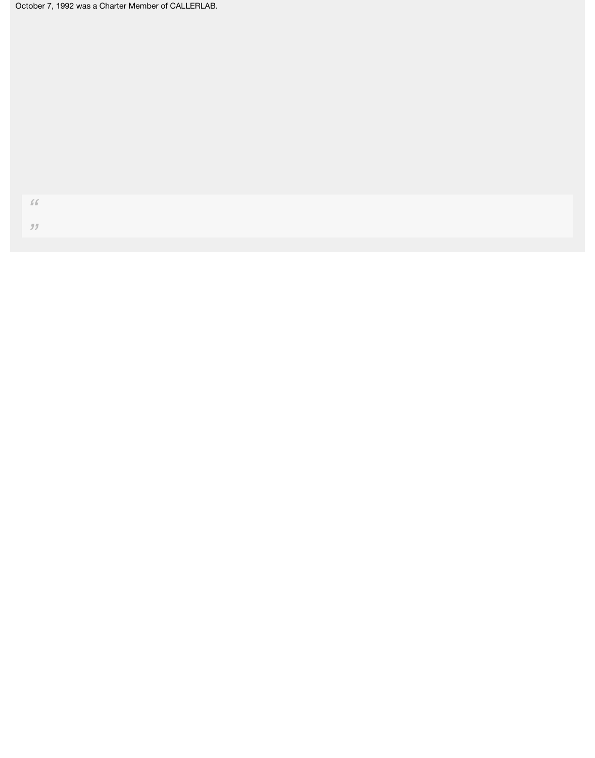October 7, 1992 was a Charter Member of CALLERLAB.